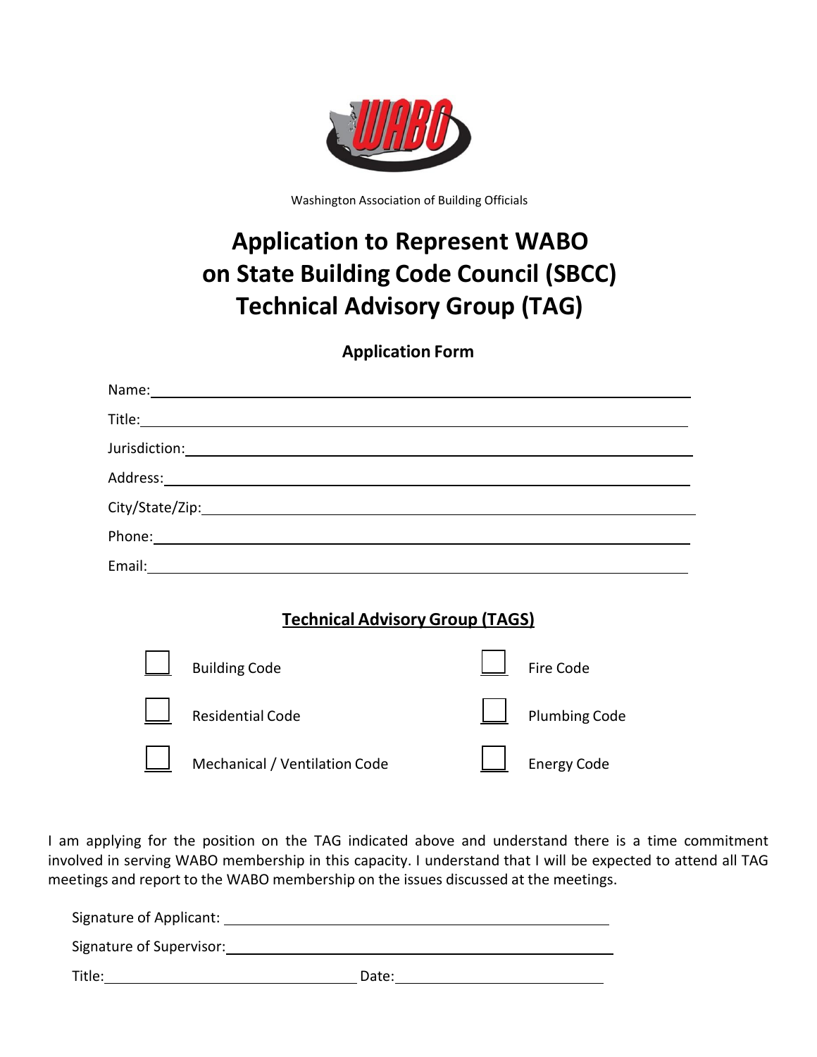Washington Association of Building Officials

# Application to Represent WABO on State Building Code Council (SBCC) Technical Advisory Group (TAG)

## Application Form

Name: ______________________________

Title: ______________________________

Jurisdiction: ______________________________

Address: ______________________________

City/State/Zip: ______________________________

Phone: ______________________________

Email: ______________________________

### Technical Advisory Group (TAGS)

- ☐ Building Code
- ☐ Fire Code
- ☐ Residential Code
- ☐ Plumbing Code
- ☐ Mechanical / Ventilation Code
- ☐ Energy Code

I am applying for the position on the TAG indicated above and understand there is a time commitment involved in serving WABO membership in this capacity. I understand that I will be expected to attend all TAG meetings and report to the WABO membership on the issues discussed at the meetings.

Signature of Applicant: ______________________________

Signature of Supervisor: ______________________________

Title: ____________________ Date: ____________________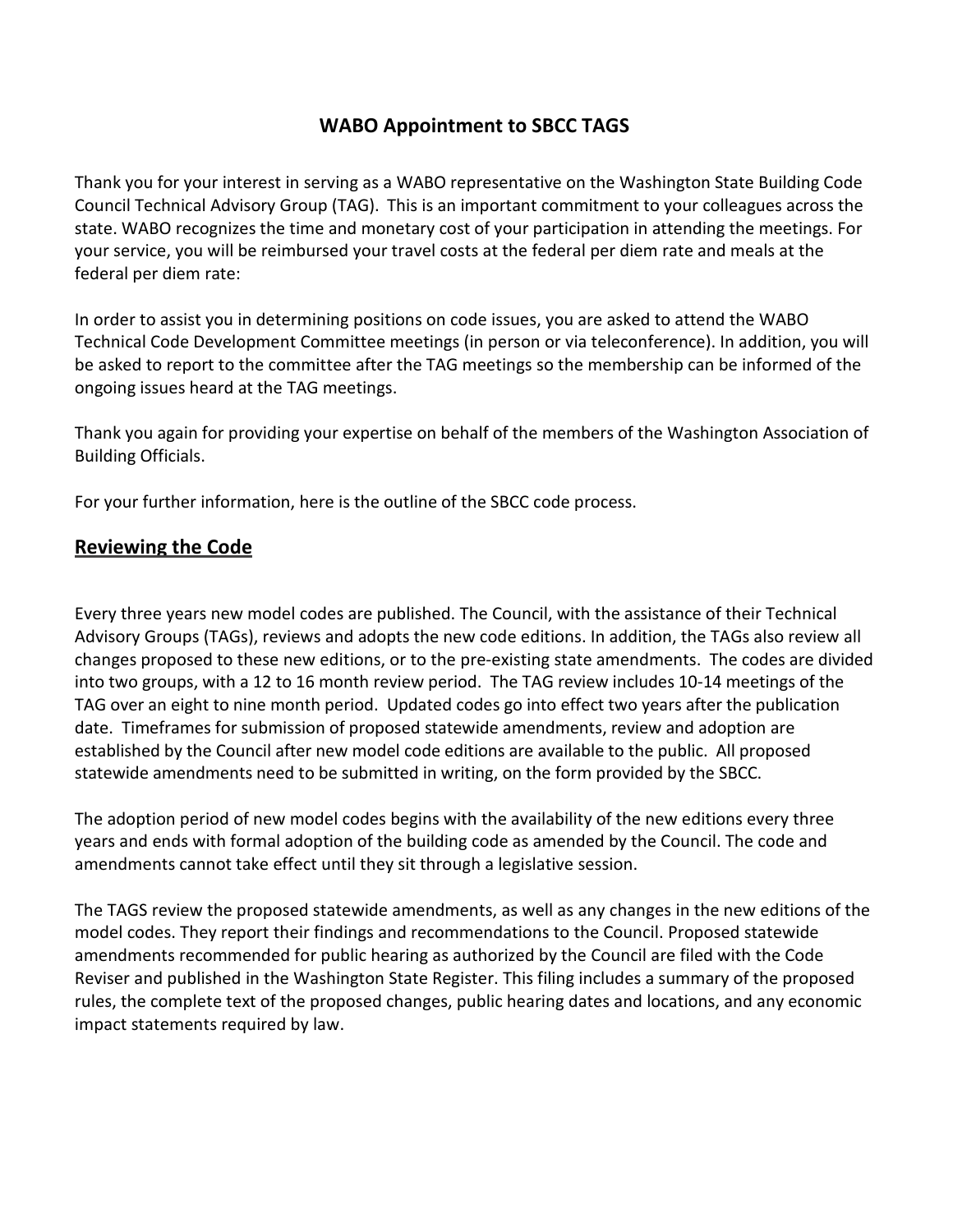## WABO Appointment to SBCC TAGS

Thank you for your interest in serving as a WABO representative on the Washington State Building Code Council Technical Advisory Group (TAG). This is an important commitment to your colleagues across the state. WABO recognizes the time and monetary cost of your participation in attending the meetings. For your service, you will be reimbursed your travel costs at the federal per diem rate and meals at the federal per diem rate:

In order to assist you in determining positions on code issues, you are asked to attend the WABO Technical Code Development Committee meetings (in person or via teleconference). In addition, you will be asked to report to the committee after the TAG meetings so the membership can be informed of the ongoing issues heard at the TAG meetings.

Thank you again for providing your expertise on behalf of the members of the Washington Association of Building Officials.

For your further information, here is the outline of the SBCC code process.

## Reviewing the Code

Every three years new model codes are published. The Council, with the assistance of their Technical Advisory Groups (TAGs), reviews and adopts the new code editions. In addition, the TAGs also review all changes proposed to these new editions, or to the pre-existing state amendments. The codes are divided into two groups, with a 12 to 16 month review period. The TAG review includes 10-14 meetings of the TAG over an eight to nine month period. Updated codes go into effect two years after the publication date. Timeframes for submission of proposed statewide amendments, review and adoption are established by the Council after new model code editions are available to the public. All proposed statewide amendments need to be submitted in writing, on the form provided by the SBCC.

The adoption period of new model codes begins with the availability of the new editions every three years and ends with formal adoption of the building code as amended by the Council. The code and amendments cannot take effect until they sit through a legislative session.

The TAGS review the proposed statewide amendments, as well as any changes in the new editions of the model codes. They report their findings and recommendations to the Council. Proposed statewide amendments recommended for public hearing as authorized by the Council are filed with the Code Reviser and published in the Washington State Register. This filing includes a summary of the proposed rules, the complete text of the proposed changes, public hearing dates and locations, and any economic impact statements required by law.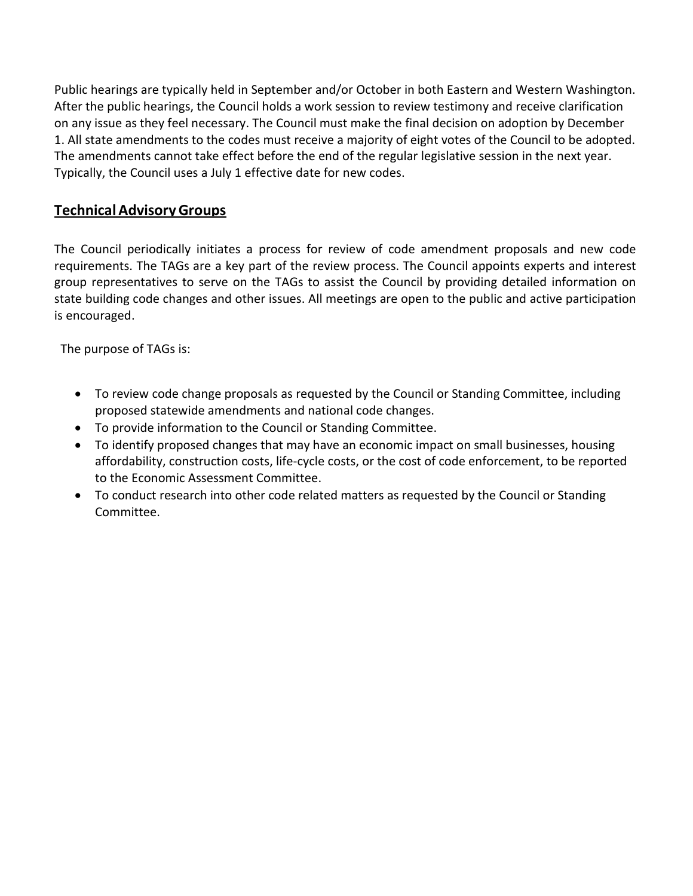Public hearings are typically held in September and/or October in both Eastern and Western Washington. After the public hearings, the Council holds a work session to review testimony and receive clarification on any issue as they feel necessary. The Council must make the final decision on adoption by December 1. All state amendments to the codes must receive a majority of eight votes of the Council to be adopted. The amendments cannot take effect before the end of the regular legislative session in the next year. Typically, the Council uses a July 1 effective date for new codes.

## Technical Advisory Groups

The Council periodically initiates a process for review of code amendment proposals and new code requirements. The TAGs are a key part of the review process. The Council appoints experts and interest group representatives to serve on the TAGs to assist the Council by providing detailed information on state building code changes and other issues. All meetings are open to the public and active participation is encouraged.

The purpose of TAGs is:

- To review code change proposals as requested by the Council or Standing Committee, including proposed statewide amendments and national code changes.
- To provide information to the Council or Standing Committee.
- To identify proposed changes that may have an economic impact on small businesses, housing affordability, construction costs, life-cycle costs, or the cost of code enforcement, to be reported to the Economic Assessment Committee.
- To conduct research into other code related matters as requested by the Council or Standing Committee.